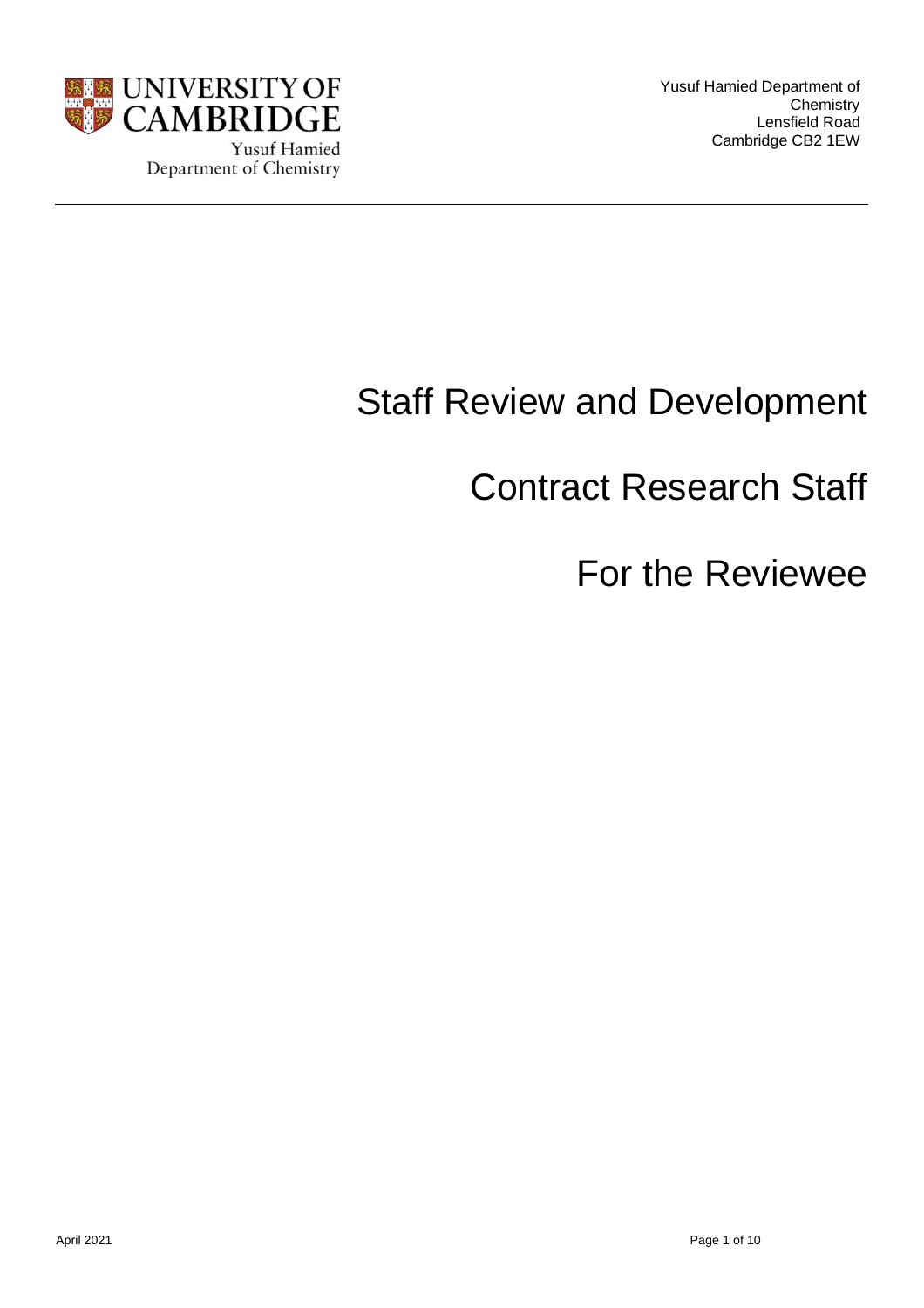UNIVERSITY OF CAMBRIDGE

Yusuf Hamied Department of Chemistry

Yusuf Hamied Department of Chemistry
Lensfield Road
Cambridge CB2 1EW

# Staff Review and Development

# Contract Research Staff

# For the Reviewee

April 2021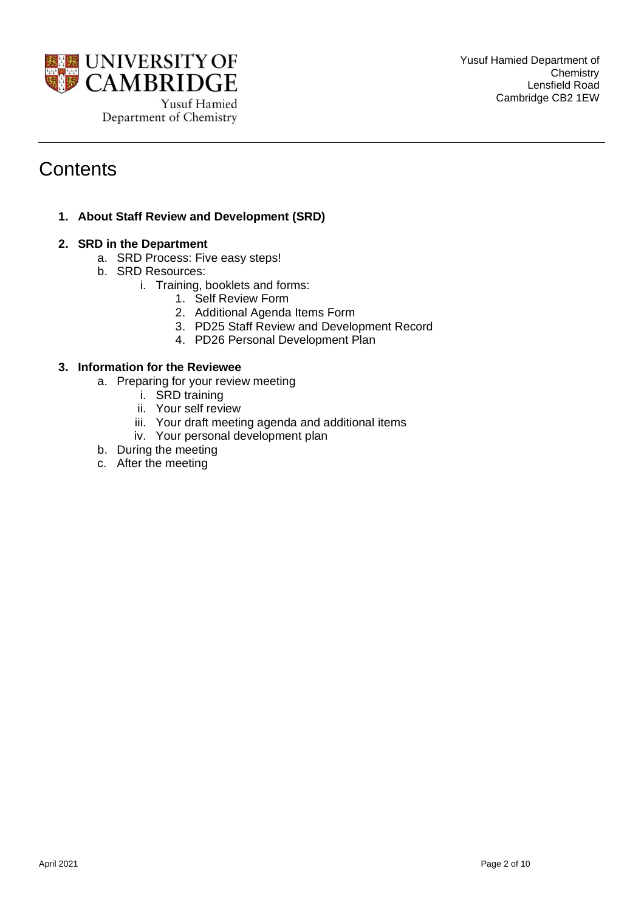# Contents

1. **About Staff Review and Development (SRD)**

2. **SRD in the Department**
   a. SRD Process: Five easy steps!
   b. SRD Resources:
      i. Training, booklets and forms:
         1. Self Review Form
         2. Additional Agenda Items Form
         3. PD25 Staff Review and Development Record
         4. PD26 Personal Development Plan

3. **Information for the Reviewee**
   a. Preparing for your review meeting
      i. SRD training
      ii. Your self review
      iii. Your draft meeting agenda and additional items
      iv. Your personal development plan
   b. During the meeting
   c. After the meeting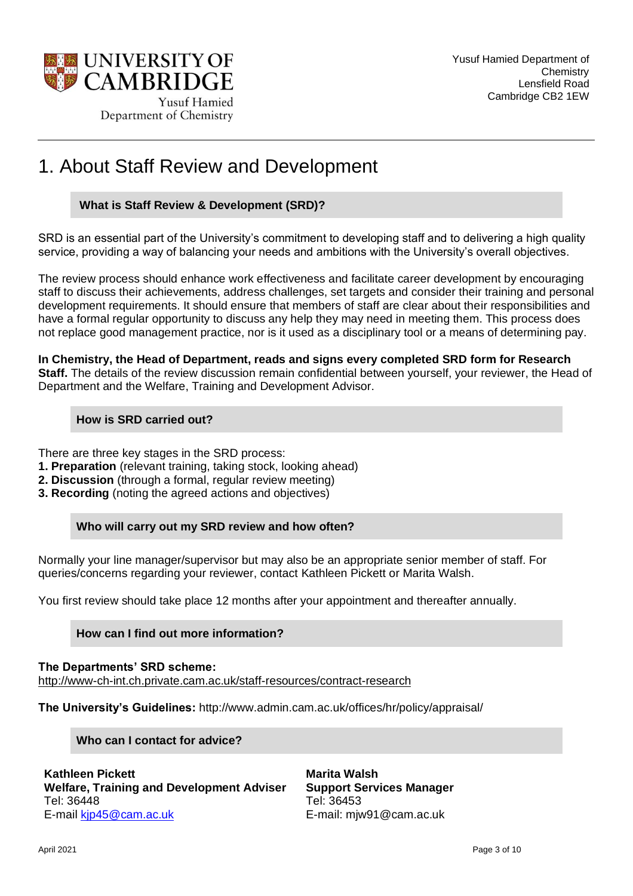Yusuf Hamied Department of Chemistry
Lensfield Road
Cambridge CB2 1EW

# 1. About Staff Review and Development

### What is Staff Review & Development (SRD)?

SRD is an essential part of the University's commitment to developing staff and to delivering a high quality service, providing a way of balancing your needs and ambitions with the University's overall objectives.

The review process should enhance work effectiveness and facilitate career development by encouraging staff to discuss their achievements, address challenges, set targets and consider their training and personal development requirements. It should ensure that members of staff are clear about their responsibilities and have a formal regular opportunity to discuss any help they may need in meeting them. This process does not replace good management practice, nor is it used as a disciplinary tool or a means of determining pay.

**In Chemistry, the Head of Department, reads and signs every completed SRD form for Research Staff.** The details of the review discussion remain confidential between yourself, your reviewer, the Head of Department and the Welfare, Training and Development Advisor.

### How is SRD carried out?

There are three key stages in the SRD process:

**1. Preparation** (relevant training, taking stock, looking ahead)
**2. Discussion** (through a formal, regular review meeting)
**3. Recording** (noting the agreed actions and objectives)

### Who will carry out my SRD review and how often?

Normally your line manager/supervisor but may also be an appropriate senior member of staff. For queries/concerns regarding your reviewer, contact Kathleen Pickett or Marita Walsh.

You first review should take place 12 months after your appointment and thereafter annually.

### How can I find out more information?

**The Departments' SRD scheme:**
http://www-ch-int.ch.private.cam.ac.uk/staff-resources/contract-research

**The University's Guidelines:** http://www.admin.cam.ac.uk/offices/hr/policy/appraisal/

### Who can I contact for advice?

**Kathleen Pickett**
**Welfare, Training and Development Adviser**
Tel: 36448
E-mail kjp45@cam.ac.uk

**Marita Walsh**
**Support Services Manager**
Tel: 36453
E-mail: mjw91@cam.ac.uk

April 2021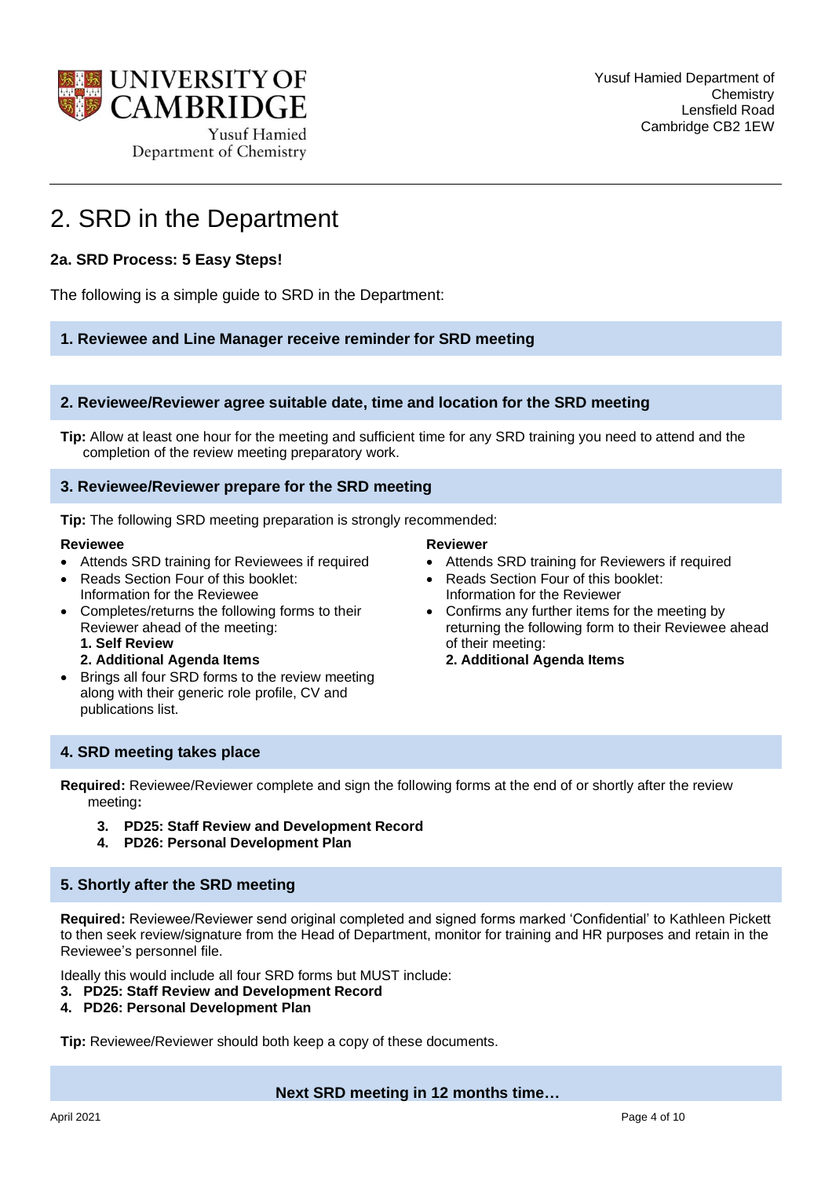# 2. SRD in the Department

### 2a. SRD Process: 5 Easy Steps!

The following is a simple guide to SRD in the Department:

#### 1. Reviewee and Line Manager receive reminder for SRD meeting

#### 2. Reviewee/Reviewer agree suitable date, time and location for the SRD meeting

**Tip:** Allow at least one hour for the meeting and sufficient time for any SRD training you need to attend and the completion of the review meeting preparatory work.

#### 3. Reviewee/Reviewer prepare for the SRD meeting

**Tip:** The following SRD meeting preparation is strongly recommended:

**Reviewee**

- Attends SRD training for Reviewees if required
- Reads Section Four of this booklet: Information for the Reviewee
- Completes/returns the following forms to their Reviewer ahead of the meeting:
  **1. Self Review**
  **2. Additional Agenda Items**
- Brings all four SRD forms to the review meeting along with their generic role profile, CV and publications list.

**Reviewer**

- Attends SRD training for Reviewers if required
- Reads Section Four of this booklet: Information for the Reviewer
- Confirms any further items for the meeting by returning the following form to their Reviewee ahead of their meeting:
  **2. Additional Agenda Items**

#### 4. SRD meeting takes place

**Required:** Reviewee/Reviewer complete and sign the following forms at the end of or shortly after the review meeting**:**

3. **PD25: Staff Review and Development Record**
4. **PD26: Personal Development Plan**

#### 5. Shortly after the SRD meeting

**Required:** Reviewee/Reviewer send original completed and signed forms marked 'Confidential' to Kathleen Pickett to then seek review/signature from the Head of Department, monitor for training and HR purposes and retain in the Reviewee's personnel file.

Ideally this would include all four SRD forms but MUST include:

3. **PD25: Staff Review and Development Record**
4. **PD26: Personal Development Plan**

**Tip:** Reviewee/Reviewer should both keep a copy of these documents.

**Next SRD meeting in 12 months time…**

April 2021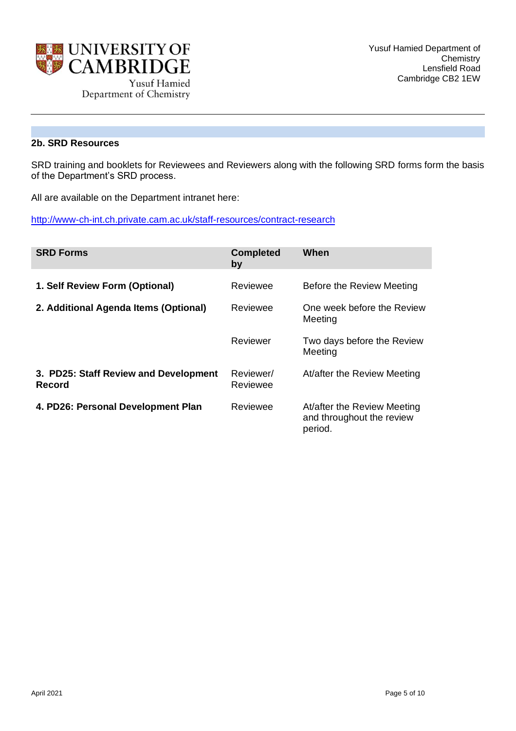## 2b. SRD Resources

SRD training and booklets for Reviewees and Reviewers along with the following SRD forms form the basis of the Department's SRD process.

All are available on the Department intranet here:

http://www-ch-int.ch.private.cam.ac.uk/staff-resources/contract-research

| SRD Forms | Completed by | When |
|---|---|---|
| **1. Self Review Form (Optional)** | Reviewee | Before the Review Meeting |
| **2. Additional Agenda Items (Optional)** | Reviewee | One week before the Review Meeting |
| | Reviewer | Two days before the Review Meeting |
| **3. PD25: Staff Review and Development Record** | Reviewer/ Reviewee | At/after the Review Meeting |
| **4. PD26: Personal Development Plan** | Reviewee | At/after the Review Meeting and throughout the review period. |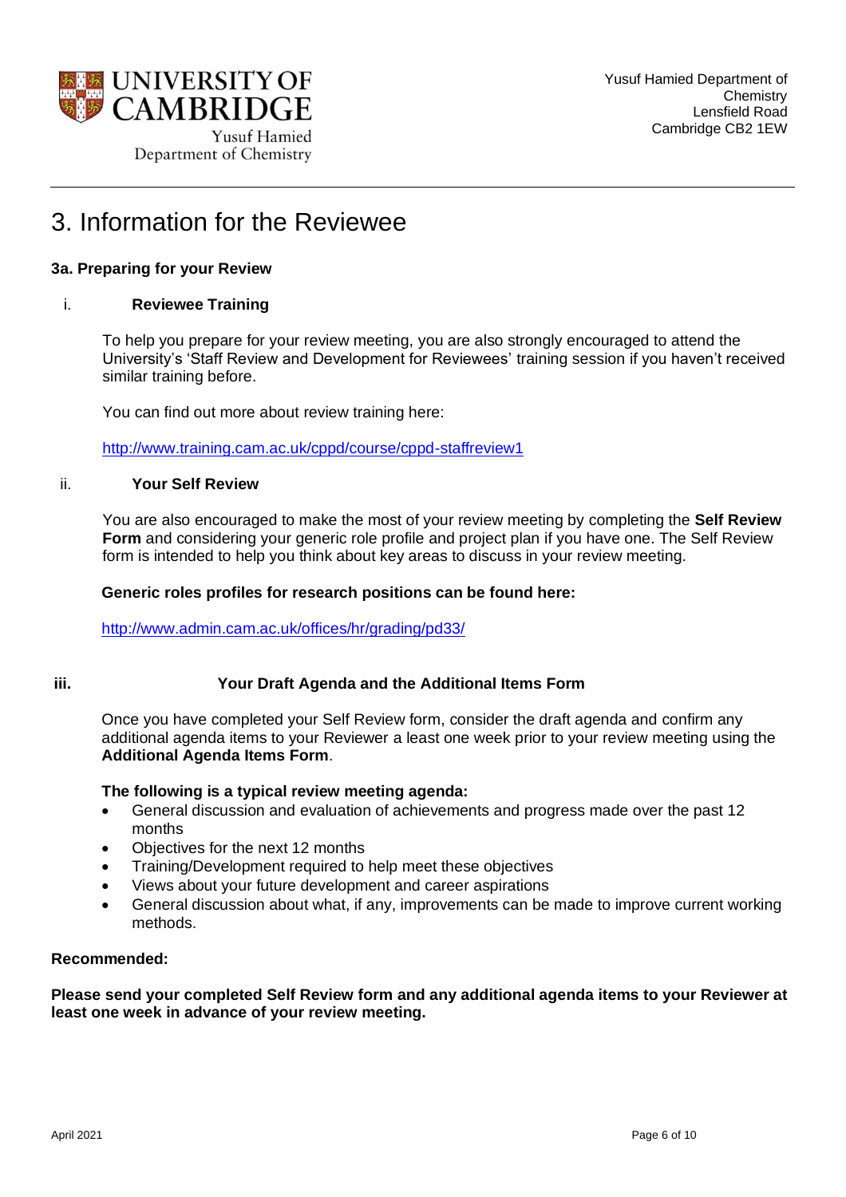# 3. Information for the Reviewee

### 3a. Preparing for your Review

#### i. Reviewee Training

To help you prepare for your review meeting, you are also strongly encouraged to attend the University's 'Staff Review and Development for Reviewees' training session if you haven't received similar training before.

You can find out more about review training here:

http://www.training.cam.ac.uk/cppd/course/cppd-staffreview1

#### ii. Your Self Review

You are also encouraged to make the most of your review meeting by completing the **Self Review Form** and considering your generic role profile and project plan if you have one. The Self Review form is intended to help you think about key areas to discuss in your review meeting.

**Generic roles profiles for research positions can be found here:**

http://www.admin.cam.ac.uk/offices/hr/grading/pd33/

#### iii. Your Draft Agenda and the Additional Items Form

Once you have completed your Self Review form, consider the draft agenda and confirm any additional agenda items to your Reviewer a least one week prior to your review meeting using the **Additional Agenda Items Form**.

**The following is a typical review meeting agenda:**

- General discussion and evaluation of achievements and progress made over the past 12 months
- Objectives for the next 12 months
- Training/Development required to help meet these objectives
- Views about your future development and career aspirations
- General discussion about what, if any, improvements can be made to improve current working methods.

**Recommended:**

**Please send your completed Self Review form and any additional agenda items to your Reviewer at least one week in advance of your review meeting.**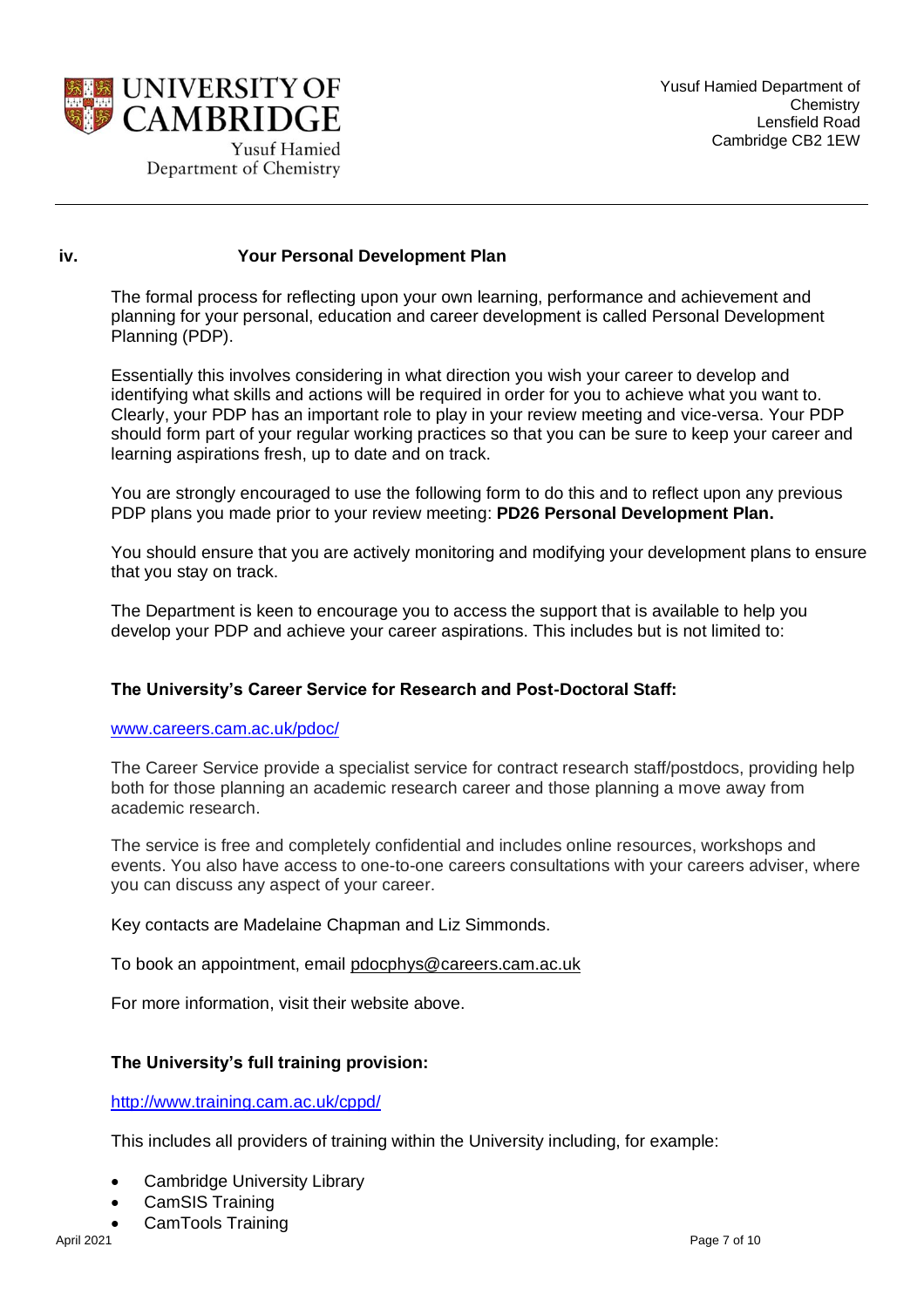## iv. Your Personal Development Plan

The formal process for reflecting upon your own learning, performance and achievement and planning for your personal, education and career development is called Personal Development Planning (PDP).

Essentially this involves considering in what direction you wish your career to develop and identifying what skills and actions will be required in order for you to achieve what you want to. Clearly, your PDP has an important role to play in your review meeting and vice-versa. Your PDP should form part of your regular working practices so that you can be sure to keep your career and learning aspirations fresh, up to date and on track.

You are strongly encouraged to use the following form to do this and to reflect upon any previous PDP plans you made prior to your review meeting: **PD26 Personal Development Plan.**

You should ensure that you are actively monitoring and modifying your development plans to ensure that you stay on track.

The Department is keen to encourage you to access the support that is available to help you develop your PDP and achieve your career aspirations. This includes but is not limited to:

**The University's Career Service for Research and Post-Doctoral Staff:**

[www.careers.cam.ac.uk/pdoc/](www.careers.cam.ac.uk/pdoc/)

The Career Service provide a specialist service for contract research staff/postdocs, providing help both for those planning an academic research career and those planning a move away from academic research.

The service is free and completely confidential and includes online resources, workshops and events. You also have access to one-to-one careers consultations with your careers adviser, where you can discuss any aspect of your career.

Key contacts are Madelaine Chapman and Liz Simmonds.

To book an appointment, email pdocphys@careers.cam.ac.uk

For more information, visit their website above.

**The University's full training provision:**

[http://www.training.cam.ac.uk/cppd/](http://www.training.cam.ac.uk/cppd/)

This includes all providers of training within the University including, for example:

- Cambridge University Library
- CamSIS Training
- CamTools Training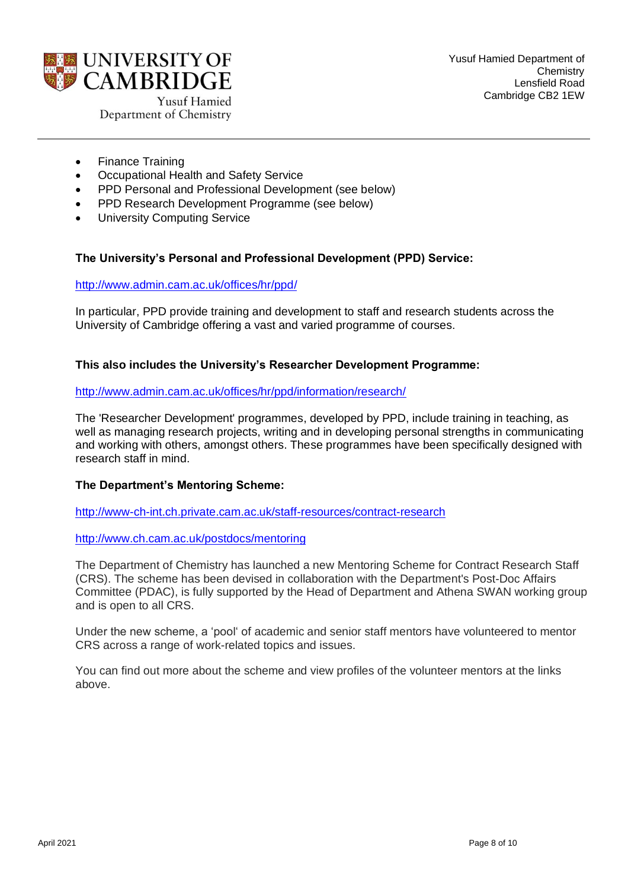- Finance Training
- Occupational Health and Safety Service
- PPD Personal and Professional Development (see below)
- PPD Research Development Programme (see below)
- University Computing Service

**The University's Personal and Professional Development (PPD) Service:**

http://www.admin.cam.ac.uk/offices/hr/ppd/

In particular, PPD provide training and development to staff and research students across the University of Cambridge offering a vast and varied programme of courses.

**This also includes the University's Researcher Development Programme:**

http://www.admin.cam.ac.uk/offices/hr/ppd/information/research/

The 'Researcher Development' programmes, developed by PPD, include training in teaching, as well as managing research projects, writing and in developing personal strengths in communicating and working with others, amongst others. These programmes have been specifically designed with research staff in mind.

**The Department's Mentoring Scheme:**

http://www-ch-int.ch.private.cam.ac.uk/staff-resources/contract-research

http://www.ch.cam.ac.uk/postdocs/mentoring

The Department of Chemistry has launched a new Mentoring Scheme for Contract Research Staff (CRS). The scheme has been devised in collaboration with the Department's Post-Doc Affairs Committee (PDAC), is fully supported by the Head of Department and Athena SWAN working group and is open to all CRS.

Under the new scheme, a 'pool' of academic and senior staff mentors have volunteered to mentor CRS across a range of work-related topics and issues.

You can find out more about the scheme and view profiles of the volunteer mentors at the links above.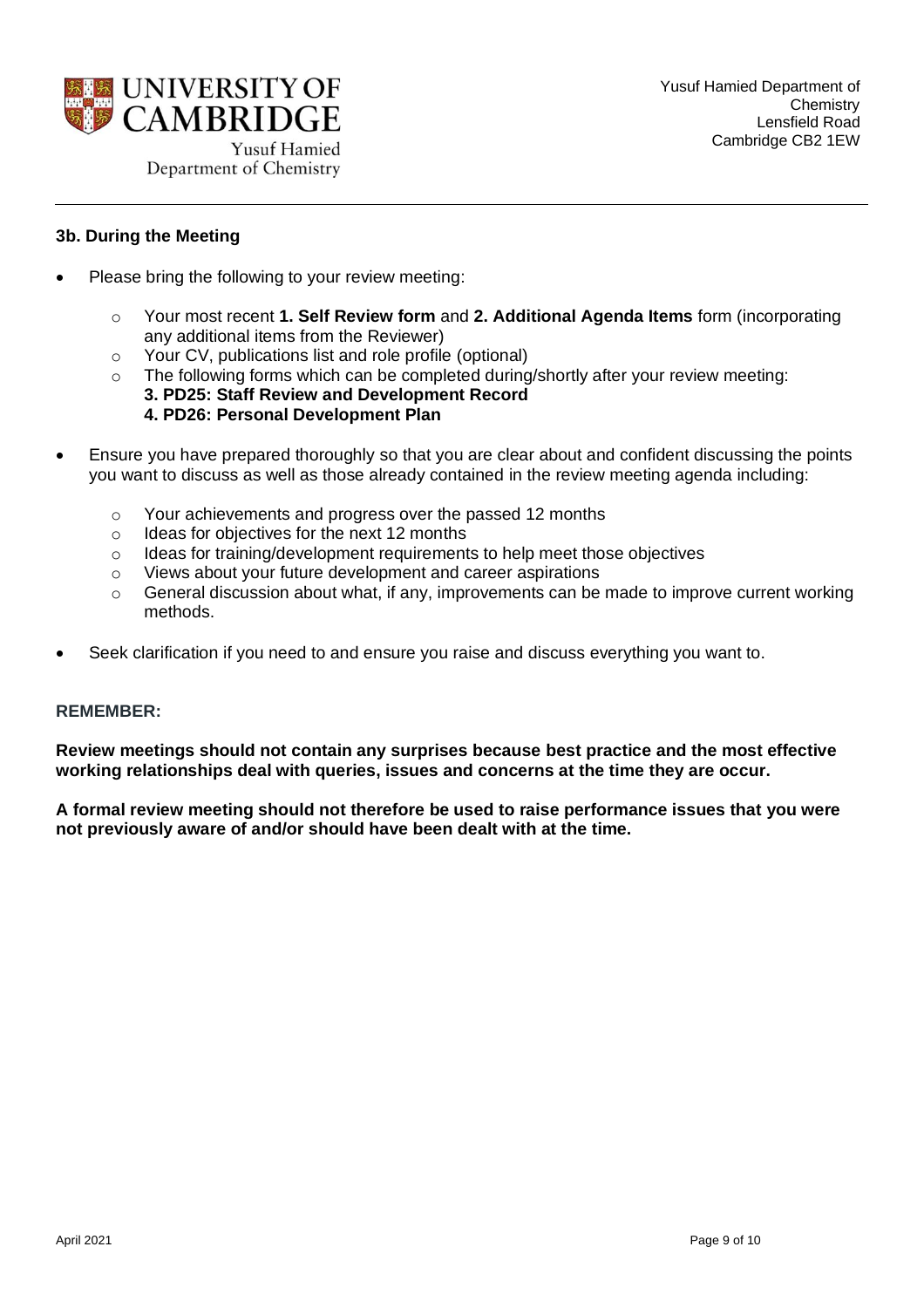### 3b. During the Meeting

- Please bring the following to your review meeting:
  - Your most recent **1. Self Review form** and **2. Additional Agenda Items** form (incorporating any additional items from the Reviewer)
  - Your CV, publications list and role profile (optional)
  - The following forms which can be completed during/shortly after your review meeting:
    **3. PD25: Staff Review and Development Record**
    **4. PD26: Personal Development Plan**
- Ensure you have prepared thoroughly so that you are clear about and confident discussing the points you want to discuss as well as those already contained in the review meeting agenda including:
  - Your achievements and progress over the passed 12 months
  - Ideas for objectives for the next 12 months
  - Ideas for training/development requirements to help meet those objectives
  - Views about your future development and career aspirations
  - General discussion about what, if any, improvements can be made to improve current working methods.
- Seek clarification if you need to and ensure you raise and discuss everything you want to.

**REMEMBER:**

**Review meetings should not contain any surprises because best practice and the most effective working relationships deal with queries, issues and concerns at the time they are occur.**

**A formal review meeting should not therefore be used to raise performance issues that you were not previously aware of and/or should have been dealt with at the time.**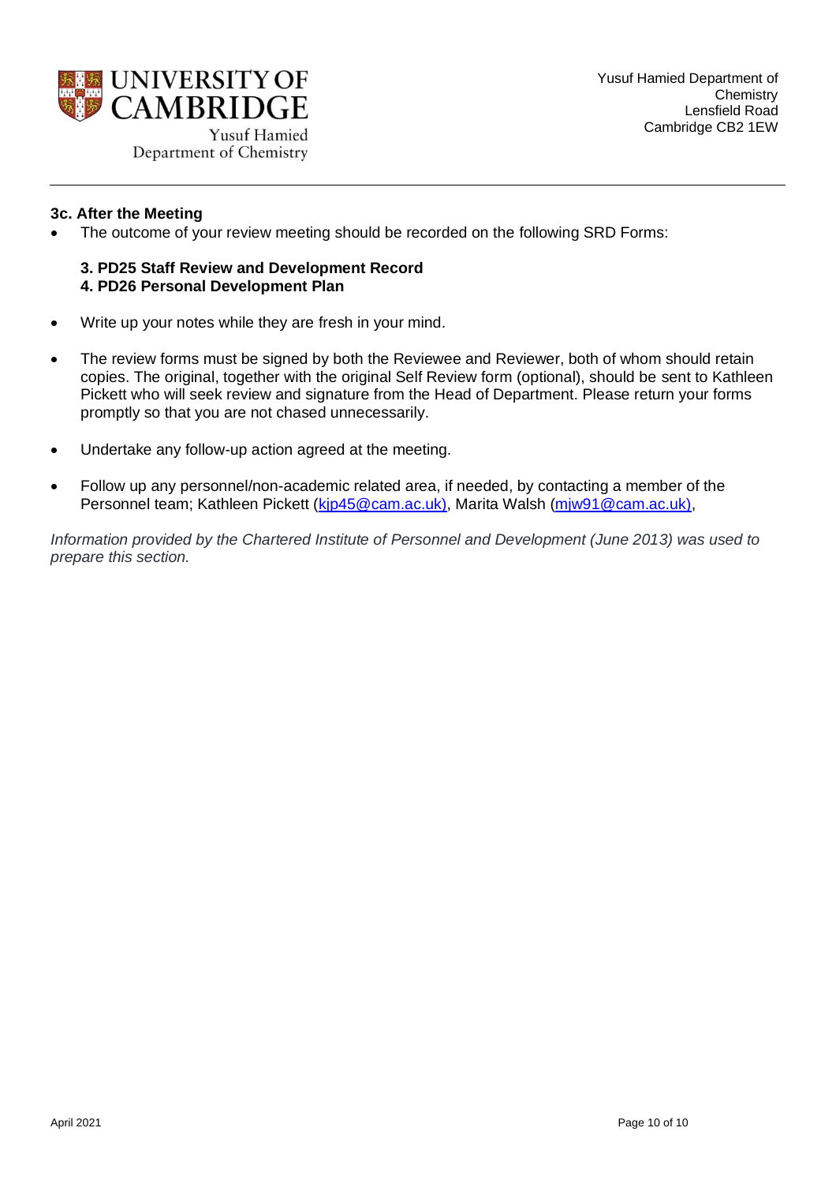### 3c. After the Meeting

- The outcome of your review meeting should be recorded on the following SRD Forms:

  **3. PD25 Staff Review and Development Record**
  **4. PD26 Personal Development Plan**

- Write up your notes while they are fresh in your mind.

- The review forms must be signed by both the Reviewee and Reviewer, both of whom should retain copies. The original, together with the original Self Review form (optional), should be sent to Kathleen Pickett who will seek review and signature from the Head of Department. Please return your forms promptly so that you are not chased unnecessarily.

- Undertake any follow-up action agreed at the meeting.

- Follow up any personnel/non-academic related area, if needed, by contacting a member of the Personnel team; Kathleen Pickett (kjp45@cam.ac.uk), Marita Walsh (mjw91@cam.ac.uk),

*Information provided by the Chartered Institute of Personnel and Development (June 2013) was used to prepare this section.*